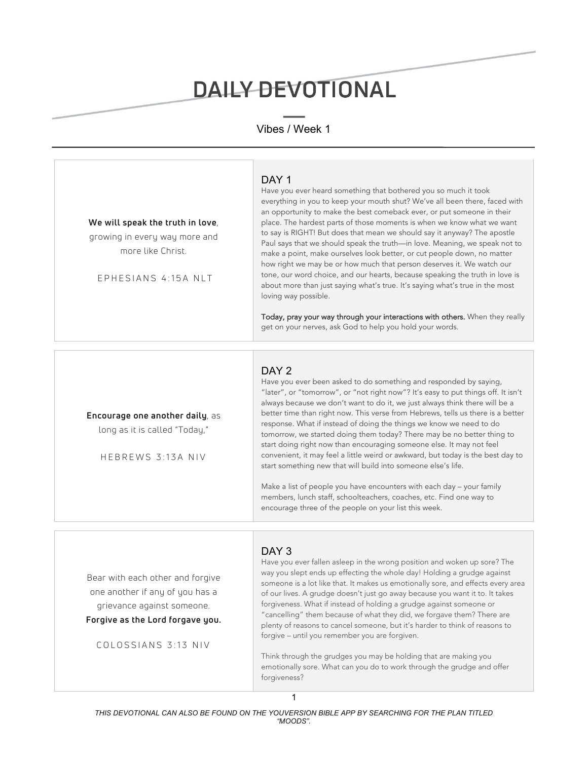# DAILY DEVOTIONAL

Vibes / Week 1

**We will speak the truth in love**, growing in every way more and more like Christ.

EPHESIANS 4:15A NLT

## DAY 1

Have you ever heard something that bothered you so much it took everything in you to keep your mouth shut? We've all been there, faced with an opportunity to make the best comeback ever, or put someone in their place. The hardest parts of those moments is when we know what we want to say is RIGHT! But does that mean we should say it anyway? The apostle Paul says that we should speak the truth—in love. Meaning, we speak not to make a point, make ourselves look better, or cut people down, no matter how right we may be or how much that person deserves it. We watch our tone, our word choice, and our hearts, because speaking the truth in love is about more than just saying what's true. It's saying what's true in the most loving way possible.

**Today, pray your way through your interactions with others.** When they really get on your nerves, ask God to help you hold your words.

**Encourage one another daily**, as long as it is called "Today,"

HEBREWS 3:13A NIV

## DAY 2

Have you ever been asked to do something and responded by saying, "later", or "tomorrow", or "not right now"? It's easy to put things off. It isn't always because we don't want to do it, we just always think there will be a better time than right now. This verse from Hebrews, tells us there is a better response. What if instead of doing the things we know we need to do tomorrow, we started doing them today? There may be no better thing to start doing right now than encouraging someone else. It may not feel convenient, it may feel a little weird or awkward, but today is the best day to start something new that will build into someone else's life.

Make a list of people you have encounters with each day – your family members, lunch staff, schoolteachers, coaches, etc. Find one way to encourage three of the people on your list this week.

Bear with each other and forgive one another if any of you has a grievance against someone. **Forgive as the Lord forgave you.**

COLOSSIANS 3:13 NIV

## DAY 3

Have you ever fallen asleep in the wrong position and woken up sore? The way you slept ends up effecting the whole day! Holding a grudge against someone is a lot like that. It makes us emotionally sore, and effects every area of our lives. A grudge doesn't just go away because you want it to. It takes forgiveness. What if instead of holding a grudge against someone or "cancelling" them because of what they did, we forgave them? There are plenty of reasons to cancel someone, but it's harder to think of reasons to forgive – until you remember you are forgiven.

Think through the grudges you may be holding that are making you emotionally sore. What can you do to work through the grudge and offer forgiveness?

*THIS DEVOTIONAL CAN ALSO BE FOUND ON THE YOUVERSION BIBLE APP BY SEARCHING FOR THE PLAN TITLED "MOODS".*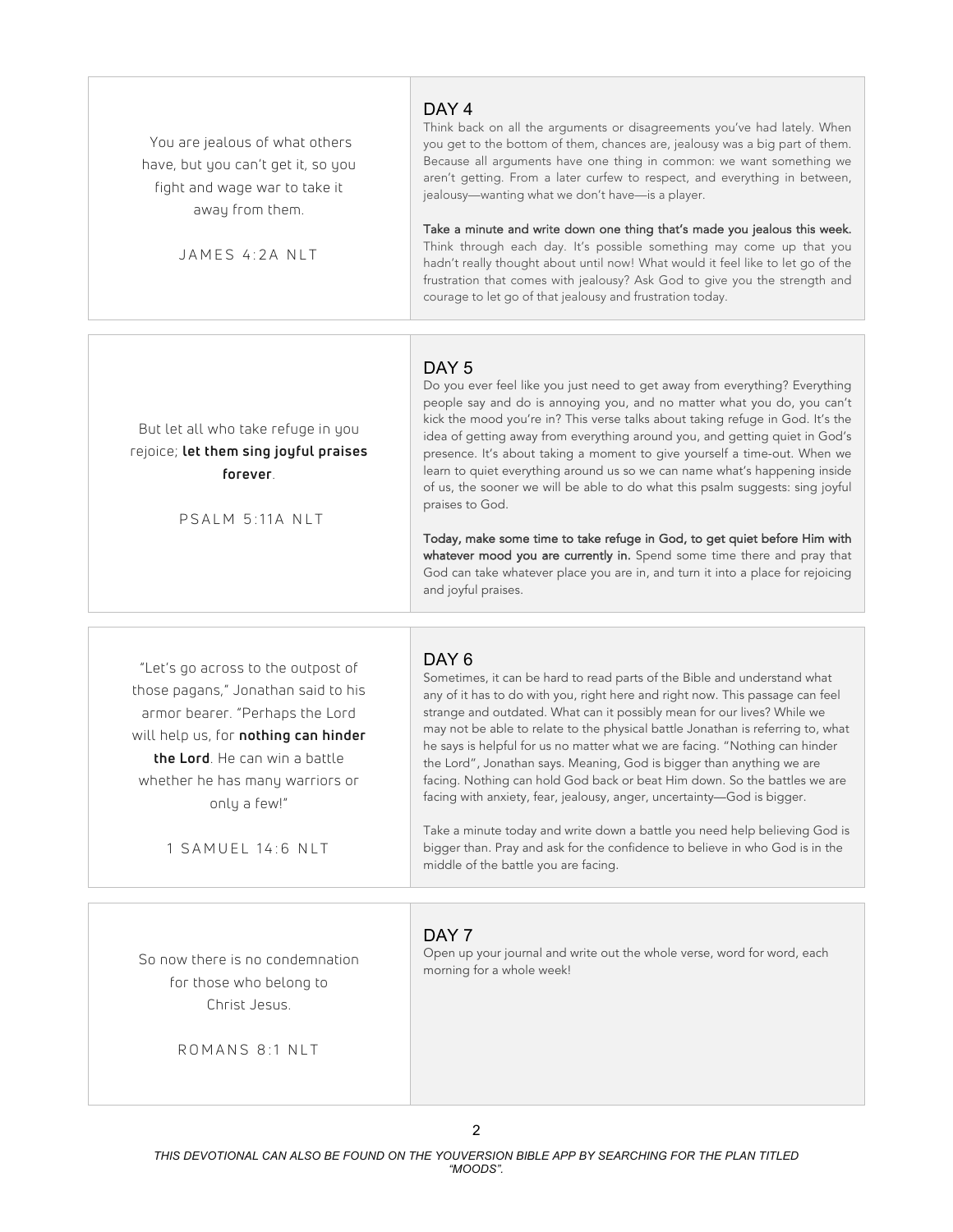You are jealous of what others have, but you can't get it, so you fight and wage war to take it away from them.

JAMES 4:2A NLT

## DAY 4

Think back on all the arguments or disagreements you've had lately. When you get to the bottom of them, chances are, jealousy was a big part of them. Because all arguments have one thing in common: we want something we aren't getting. From a later curfew to respect, and everything in between, jealousy—wanting what we don't have—is a player.

**Take a minute and write down one thing that's made you jealous this week.** Think through each day. It's possible something may come up that you hadn't really thought about until now! What would it feel like to let go of the frustration that comes with jealousy? Ask God to give you the strength and courage to let go of that jealousy and frustration today.

---

But let all who take refuge in you rejoice; **let them sing joyful praises forever**.

PSALM 5:11A NLT

## DAY 5

Do you ever feel like you just need to get away from everything? Everything people say and do is annoying you, and no matter what you do, you can't kick the mood you're in? This verse talks about taking refuge in God. It's the idea of getting away from everything around you, and getting quiet in God's presence. It's about taking a moment to give yourself a time-out. When we learn to quiet everything around us so we can name what's happening inside of us, the sooner we will be able to do what this psalm suggests: sing joyful praises to God.

**Today, make some time to take refuge in God, to get quiet before Him with whatever mood you are currently in.** Spend some time there and pray that God can take whatever place you are in, and turn it into a place for rejoicing and joyful praises.

---

"Let's go across to the outpost of those pagans," Jonathan said to his armor bearer. "Perhaps the Lord will help us, for **nothing can hinder the Lord**. He can win a battle whether he has many warriors or only a few!"

1 SAMUEL 14:6 NLT

## DAY 6

Sometimes, it can be hard to read parts of the Bible and understand what any of it has to do with you, right here and right now. This passage can feel strange and outdated. What can it possibly mean for our lives? While we may not be able to relate to the physical battle Jonathan is referring to, what he says is helpful for us no matter what we are facing. "Nothing can hinder the Lord", Jonathan says. Meaning, God is bigger than anything we are facing. Nothing can hold God back or beat Him down. So the battles we are facing with anxiety, fear, jealousy, anger, uncertainty—God is bigger.

Take a minute today and write down a battle you need help believing God is bigger than. Pray and ask for the confidence to believe in who God is in the middle of the battle you are facing.

---

So now there is no condemnation for those who belong to Christ Jesus.

ROMANS 8:1 NLT

## DAY 7

Open up your journal and write out the whole verse, word for word, each morning for a whole week!

*THIS DEVOTIONAL CAN ALSO BE FOUND ON THE YOUVERSION BIBLE APP BY SEARCHING FOR THE PLAN TITLED "MOODS".*